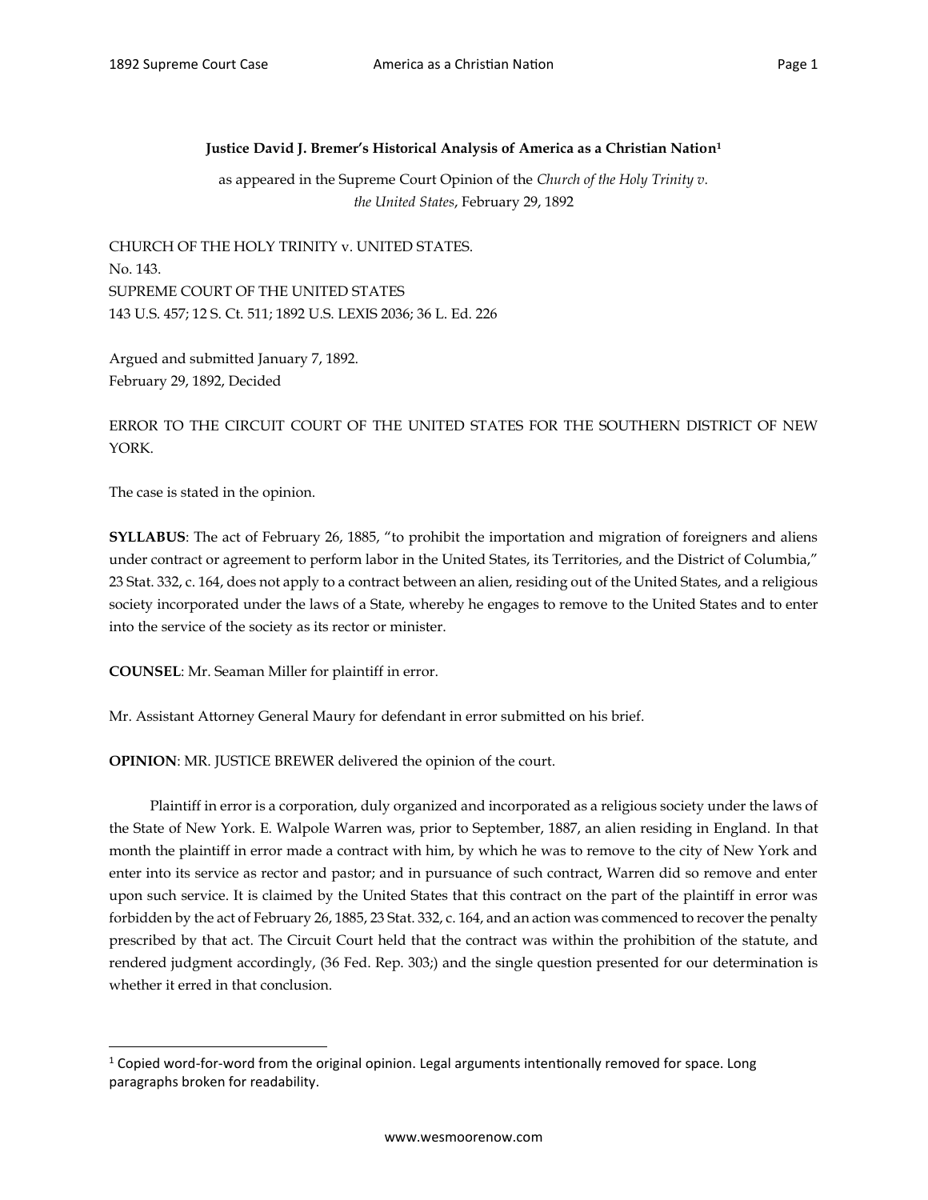**Justice David J. Bremer's Historical Analysis of America as a Christian Nation[1]**

as appeared in the Supreme Court Opinion of the *Church of the Holy Trinity v. the United States*, February 29, 1892

CHURCH OF THE HOLY TRINITY v. UNITED STATES.
No. 143.
SUPREME COURT OF THE UNITED STATES
143 U.S. 457; 12 S. Ct. 511; 1892 U.S. LEXIS 2036; 36 L. Ed. 226

Argued and submitted January 7, 1892.
February 29, 1892, Decided

ERROR TO THE CIRCUIT COURT OF THE UNITED STATES FOR THE SOUTHERN DISTRICT OF NEW YORK.

The case is stated in the opinion.

**SYLLABUS**: The act of February 26, 1885, "to prohibit the importation and migration of foreigners and aliens under contract or agreement to perform labor in the United States, its Territories, and the District of Columbia," 23 Stat. 332, c. 164, does not apply to a contract between an alien, residing out of the United States, and a religious society incorporated under the laws of a State, whereby he engages to remove to the United States and to enter into the service of the society as its rector or minister.

**COUNSEL**: Mr. Seaman Miller for plaintiff in error.

Mr. Assistant Attorney General Maury for defendant in error submitted on his brief.

**OPINION**: MR. JUSTICE BREWER delivered the opinion of the court.

Plaintiff in error is a corporation, duly organized and incorporated as a religious society under the laws of the State of New York. E. Walpole Warren was, prior to September, 1887, an alien residing in England. In that month the plaintiff in error made a contract with him, by which he was to remove to the city of New York and enter into its service as rector and pastor; and in pursuance of such contract, Warren did so remove and enter upon such service. It is claimed by the United States that this contract on the part of the plaintiff in error was forbidden by the act of February 26, 1885, 23 Stat. 332, c. 164, and an action was commenced to recover the penalty prescribed by that act. The Circuit Court held that the contract was within the prohibition of the statute, and rendered judgment accordingly, (36 Fed. Rep. 303;) and the single question presented for our determination is whether it erred in that conclusion.

[1] Copied word-for-word from the original opinion. Legal arguments intentionally removed for space. Long paragraphs broken for readability.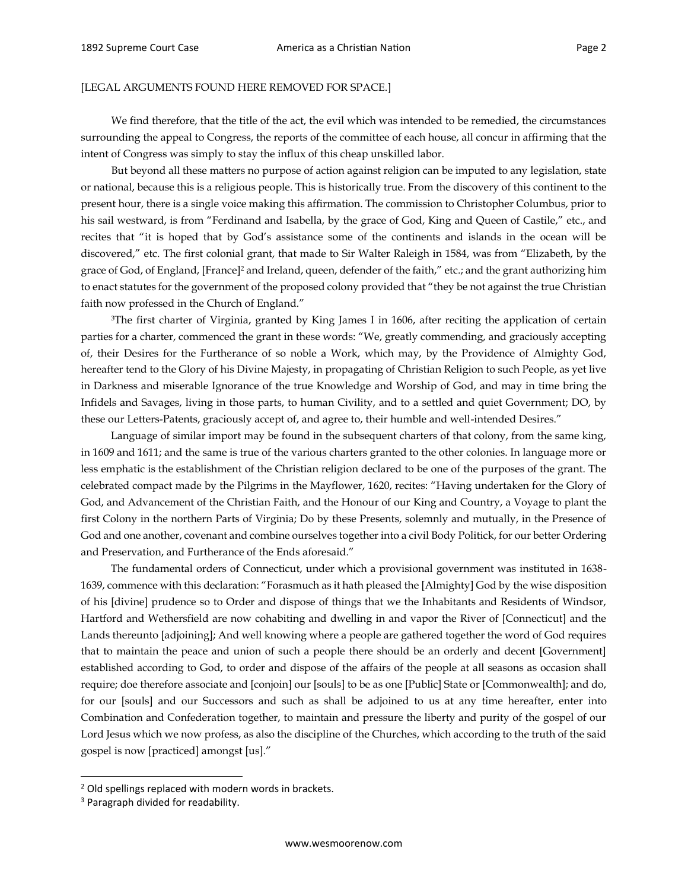[LEGAL ARGUMENTS FOUND HERE REMOVED FOR SPACE.]

We find therefore, that the title of the act, the evil which was intended to be remedied, the circumstances surrounding the appeal to Congress, the reports of the committee of each house, all concur in affirming that the intent of Congress was simply to stay the influx of this cheap unskilled labor.

But beyond all these matters no purpose of action against religion can be imputed to any legislation, state or national, because this is a religious people. This is historically true. From the discovery of this continent to the present hour, there is a single voice making this affirmation. The commission to Christopher Columbus, prior to his sail westward, is from "Ferdinand and Isabella, by the grace of God, King and Queen of Castile," etc., and recites that "it is hoped that by God's assistance some of the continents and islands in the ocean will be discovered," etc. The first colonial grant, that made to Sir Walter Raleigh in 1584, was from "Elizabeth, by the grace of God, of England, [France][2] and Ireland, queen, defender of the faith," etc.; and the grant authorizing him to enact statutes for the government of the proposed colony provided that "they be not against the true Christian faith now professed in the Church of England."

[3]The first charter of Virginia, granted by King James I in 1606, after reciting the application of certain parties for a charter, commenced the grant in these words: "We, greatly commending, and graciously accepting of, their Desires for the Furtherance of so noble a Work, which may, by the Providence of Almighty God, hereafter tend to the Glory of his Divine Majesty, in propagating of Christian Religion to such People, as yet live in Darkness and miserable Ignorance of the true Knowledge and Worship of God, and may in time bring the Infidels and Savages, living in those parts, to human Civility, and to a settled and quiet Government; DO, by these our Letters-Patents, graciously accept of, and agree to, their humble and well-intended Desires."

Language of similar import may be found in the subsequent charters of that colony, from the same king, in 1609 and 1611; and the same is true of the various charters granted to the other colonies. In language more or less emphatic is the establishment of the Christian religion declared to be one of the purposes of the grant. The celebrated compact made by the Pilgrims in the Mayflower, 1620, recites: "Having undertaken for the Glory of God, and Advancement of the Christian Faith, and the Honour of our King and Country, a Voyage to plant the first Colony in the northern Parts of Virginia; Do by these Presents, solemnly and mutually, in the Presence of God and one another, covenant and combine ourselves together into a civil Body Politick, for our better Ordering and Preservation, and Furtherance of the Ends aforesaid."

The fundamental orders of Connecticut, under which a provisional government was instituted in 1638-1639, commence with this declaration: "Forasmuch as it hath pleased the [Almighty] God by the wise disposition of his [divine] prudence so to Order and dispose of things that we the Inhabitants and Residents of Windsor, Hartford and Wethersfield are now cohabiting and dwelling in and vapor the River of [Connecticut] and the Lands thereunto [adjoining]; And well knowing where a people are gathered together the word of God requires that to maintain the peace and union of such a people there should be an orderly and decent [Government] established according to God, to order and dispose of the affairs of the people at all seasons as occasion shall require; doe therefore associate and [conjoin] our [souls] to be as one [Public] State or [Commonwealth]; and do, for our [souls] and our Successors and such as shall be adjoined to us at any time hereafter, enter into Combination and Confederation together, to maintain and pressure the liberty and purity of the gospel of our Lord Jesus which we now profess, as also the discipline of the Churches, which according to the truth of the said gospel is now [practiced] amongst [us]."

---

[2] Old spellings replaced with modern words in brackets.

[3] Paragraph divided for readability.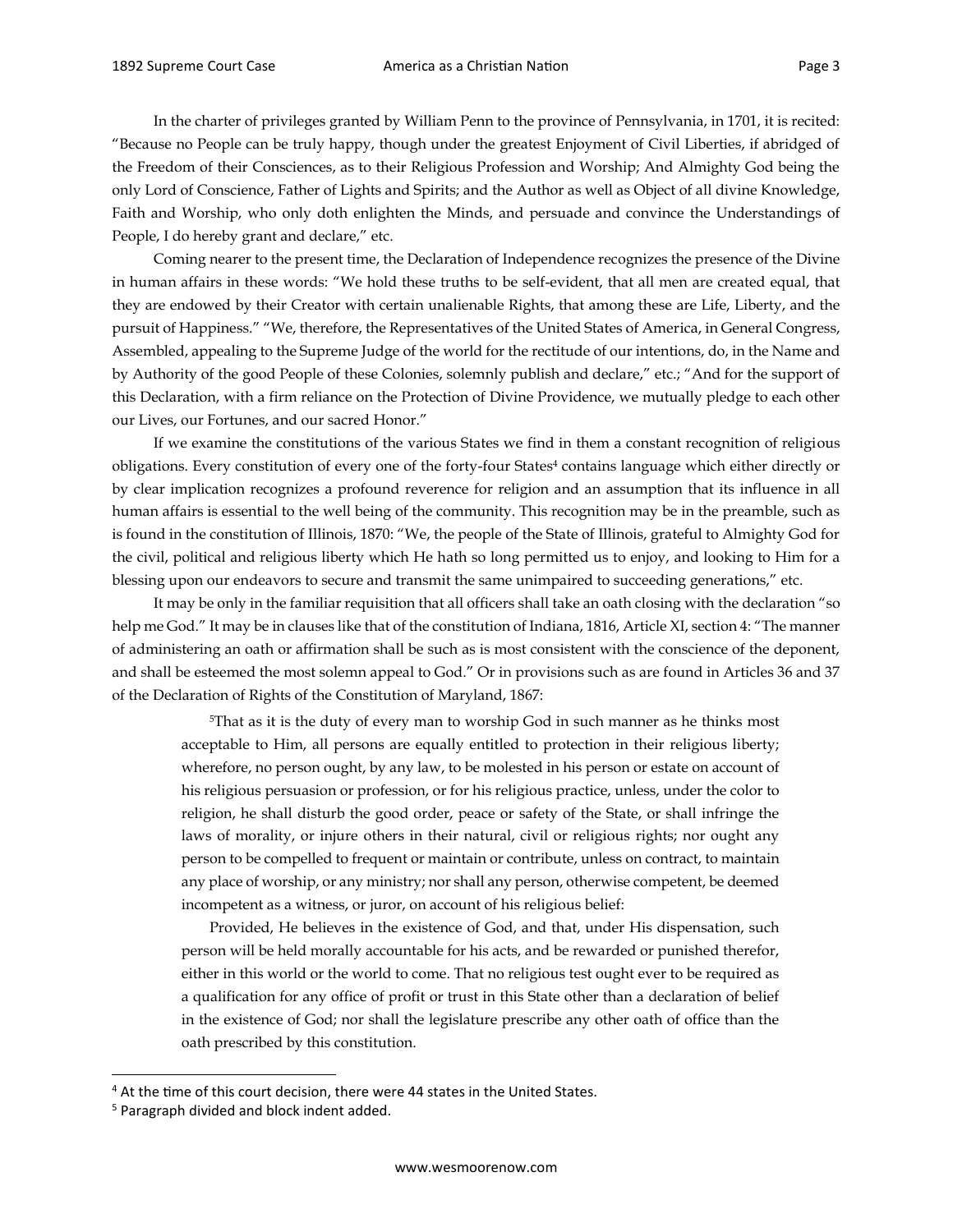In the charter of privileges granted by William Penn to the province of Pennsylvania, in 1701, it is recited: "Because no People can be truly happy, though under the greatest Enjoyment of Civil Liberties, if abridged of the Freedom of their Consciences, as to their Religious Profession and Worship; And Almighty God being the only Lord of Conscience, Father of Lights and Spirits; and the Author as well as Object of all divine Knowledge, Faith and Worship, who only doth enlighten the Minds, and persuade and convince the Understandings of People, I do hereby grant and declare," etc.

Coming nearer to the present time, the Declaration of Independence recognizes the presence of the Divine in human affairs in these words: "We hold these truths to be self-evident, that all men are created equal, that they are endowed by their Creator with certain unalienable Rights, that among these are Life, Liberty, and the pursuit of Happiness." "We, therefore, the Representatives of the United States of America, in General Congress, Assembled, appealing to the Supreme Judge of the world for the rectitude of our intentions, do, in the Name and by Authority of the good People of these Colonies, solemnly publish and declare," etc.; "And for the support of this Declaration, with a firm reliance on the Protection of Divine Providence, we mutually pledge to each other our Lives, our Fortunes, and our sacred Honor."

If we examine the constitutions of the various States we find in them a constant recognition of religious obligations. Every constitution of every one of the forty-four States[4] contains language which either directly or by clear implication recognizes a profound reverence for religion and an assumption that its influence in all human affairs is essential to the well being of the community. This recognition may be in the preamble, such as is found in the constitution of Illinois, 1870: "We, the people of the State of Illinois, grateful to Almighty God for the civil, political and religious liberty which He hath so long permitted us to enjoy, and looking to Him for a blessing upon our endeavors to secure and transmit the same unimpaired to succeeding generations," etc.

It may be only in the familiar requisition that all officers shall take an oath closing with the declaration "so help me God." It may be in clauses like that of the constitution of Indiana, 1816, Article XI, section 4: "The manner of administering an oath or affirmation shall be such as is most consistent with the conscience of the deponent, and shall be esteemed the most solemn appeal to God." Or in provisions such as are found in Articles 36 and 37 of the Declaration of Rights of the Constitution of Maryland, 1867:

> [5]That as it is the duty of every man to worship God in such manner as he thinks most acceptable to Him, all persons are equally entitled to protection in their religious liberty; wherefore, no person ought, by any law, to be molested in his person or estate on account of his religious persuasion or profession, or for his religious practice, unless, under the color to religion, he shall disturb the good order, peace or safety of the State, or shall infringe the laws of morality, or injure others in their natural, civil or religious rights; nor ought any person to be compelled to frequent or maintain or contribute, unless on contract, to maintain any place of worship, or any ministry; nor shall any person, otherwise competent, be deemed incompetent as a witness, or juror, on account of his religious belief:
>
> Provided, He believes in the existence of God, and that, under His dispensation, such person will be held morally accountable for his acts, and be rewarded or punished therefor, either in this world or the world to come. That no religious test ought ever to be required as a qualification for any office of profit or trust in this State other than a declaration of belief in the existence of God; nor shall the legislature prescribe any other oath of office than the oath prescribed by this constitution.

---

[4] At the time of this court decision, there were 44 states in the United States.

[5] Paragraph divided and block indent added.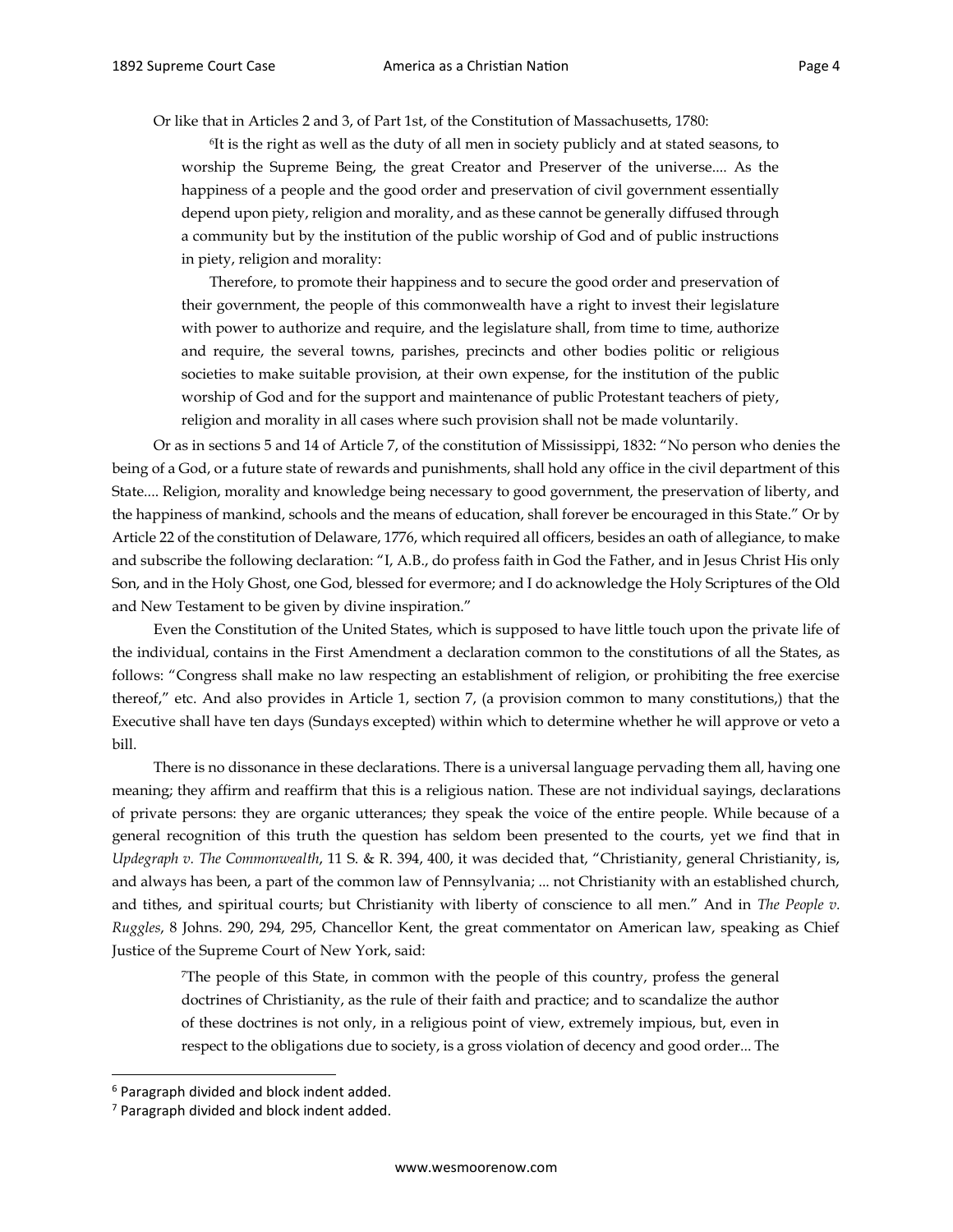Or like that in Articles 2 and 3, of Part 1st, of the Constitution of Massachusetts, 1780:

> [6]It is the right as well as the duty of all men in society publicly and at stated seasons, to worship the Supreme Being, the great Creator and Preserver of the universe.... As the happiness of a people and the good order and preservation of civil government essentially depend upon piety, religion and morality, and as these cannot be generally diffused through a community but by the institution of the public worship of God and of public instructions in piety, religion and morality:
>
> Therefore, to promote their happiness and to secure the good order and preservation of their government, the people of this commonwealth have a right to invest their legislature with power to authorize and require, and the legislature shall, from time to time, authorize and require, the several towns, parishes, precincts and other bodies politic or religious societies to make suitable provision, at their own expense, for the institution of the public worship of God and for the support and maintenance of public Protestant teachers of piety, religion and morality in all cases where such provision shall not be made voluntarily.

Or as in sections 5 and 14 of Article 7, of the constitution of Mississippi, 1832: "No person who denies the being of a God, or a future state of rewards and punishments, shall hold any office in the civil department of this State.... Religion, morality and knowledge being necessary to good government, the preservation of liberty, and the happiness of mankind, schools and the means of education, shall forever be encouraged in this State." Or by Article 22 of the constitution of Delaware, 1776, which required all officers, besides an oath of allegiance, to make and subscribe the following declaration: "I, A.B., do profess faith in God the Father, and in Jesus Christ His only Son, and in the Holy Ghost, one God, blessed for evermore; and I do acknowledge the Holy Scriptures of the Old and New Testament to be given by divine inspiration."

Even the Constitution of the United States, which is supposed to have little touch upon the private life of the individual, contains in the First Amendment a declaration common to the constitutions of all the States, as follows: "Congress shall make no law respecting an establishment of religion, or prohibiting the free exercise thereof," etc. And also provides in Article 1, section 7, (a provision common to many constitutions,) that the Executive shall have ten days (Sundays excepted) within which to determine whether he will approve or veto a bill.

There is no dissonance in these declarations. There is a universal language pervading them all, having one meaning; they affirm and reaffirm that this is a religious nation. These are not individual sayings, declarations of private persons: they are organic utterances; they speak the voice of the entire people. While because of a general recognition of this truth the question has seldom been presented to the courts, yet we find that in *Updegraph v. The Commonwealth*, 11 S. & R. 394, 400, it was decided that, "Christianity, general Christianity, is, and always has been, a part of the common law of Pennsylvania; ... not Christianity with an established church, and tithes, and spiritual courts; but Christianity with liberty of conscience to all men." And in *The People v. Ruggles*, 8 Johns. 290, 294, 295, Chancellor Kent, the great commentator on American law, speaking as Chief Justice of the Supreme Court of New York, said:

> [7]The people of this State, in common with the people of this country, profess the general doctrines of Christianity, as the rule of their faith and practice; and to scandalize the author of these doctrines is not only, in a religious point of view, extremely impious, but, even in respect to the obligations due to society, is a gross violation of decency and good order... The

---

[6] Paragraph divided and block indent added.

[7] Paragraph divided and block indent added.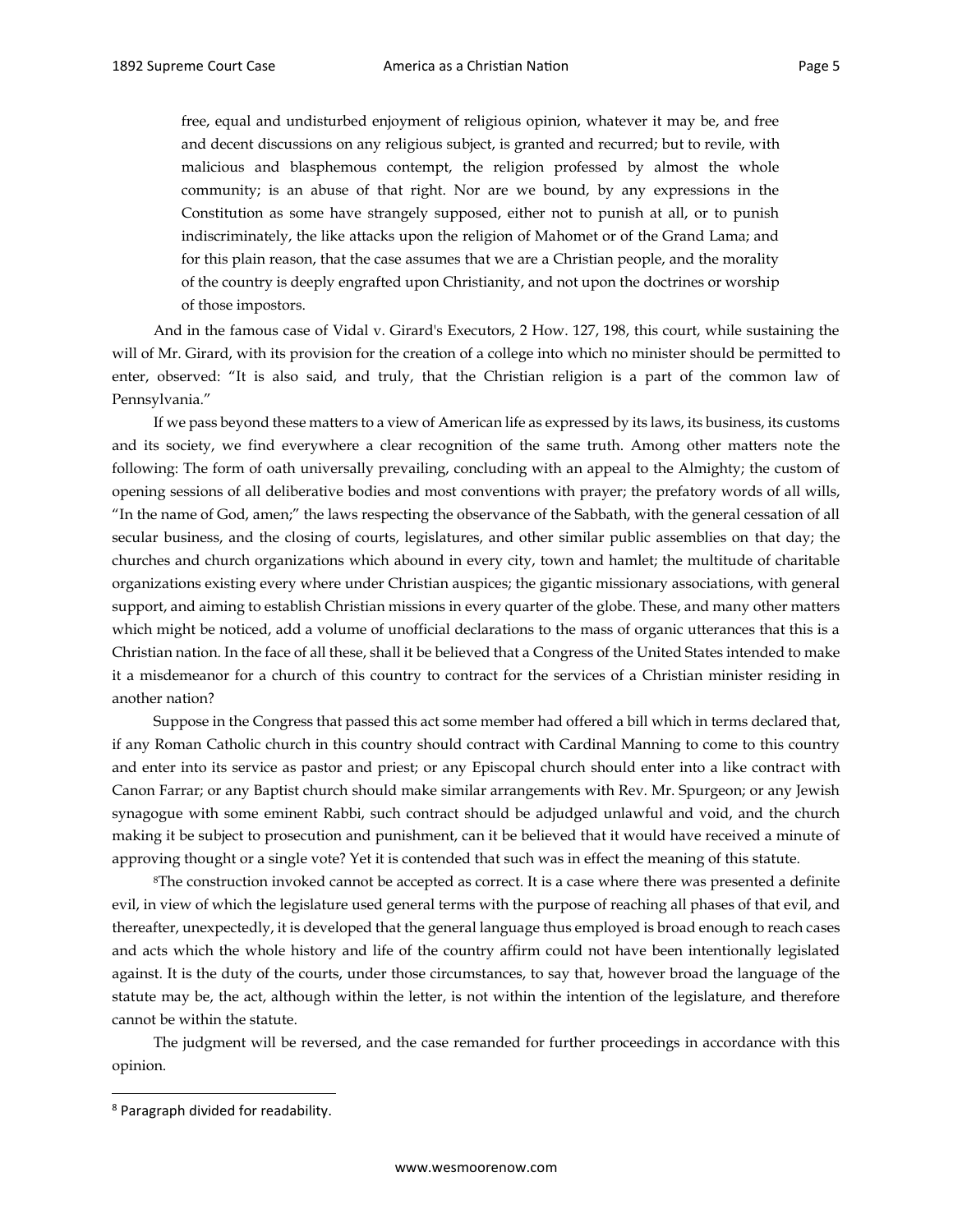free, equal and undisturbed enjoyment of religious opinion, whatever it may be, and free and decent discussions on any religious subject, is granted and recurred; but to revile, with malicious and blasphemous contempt, the religion professed by almost the whole community; is an abuse of that right. Nor are we bound, by any expressions in the Constitution as some have strangely supposed, either not to punish at all, or to punish indiscriminately, the like attacks upon the religion of Mahomet or of the Grand Lama; and for this plain reason, that the case assumes that we are a Christian people, and the morality of the country is deeply engrafted upon Christianity, and not upon the doctrines or worship of those impostors.

And in the famous case of Vidal v. Girard's Executors, 2 How. 127, 198, this court, while sustaining the will of Mr. Girard, with its provision for the creation of a college into which no minister should be permitted to enter, observed: "It is also said, and truly, that the Christian religion is a part of the common law of Pennsylvania."

If we pass beyond these matters to a view of American life as expressed by its laws, its business, its customs and its society, we find everywhere a clear recognition of the same truth. Among other matters note the following: The form of oath universally prevailing, concluding with an appeal to the Almighty; the custom of opening sessions of all deliberative bodies and most conventions with prayer; the prefatory words of all wills, "In the name of God, amen;" the laws respecting the observance of the Sabbath, with the general cessation of all secular business, and the closing of courts, legislatures, and other similar public assemblies on that day; the churches and church organizations which abound in every city, town and hamlet; the multitude of charitable organizations existing every where under Christian auspices; the gigantic missionary associations, with general support, and aiming to establish Christian missions in every quarter of the globe. These, and many other matters which might be noticed, add a volume of unofficial declarations to the mass of organic utterances that this is a Christian nation. In the face of all these, shall it be believed that a Congress of the United States intended to make it a misdemeanor for a church of this country to contract for the services of a Christian minister residing in another nation?

Suppose in the Congress that passed this act some member had offered a bill which in terms declared that, if any Roman Catholic church in this country should contract with Cardinal Manning to come to this country and enter into its service as pastor and priest; or any Episcopal church should enter into a like contract with Canon Farrar; or any Baptist church should make similar arrangements with Rev. Mr. Spurgeon; or any Jewish synagogue with some eminent Rabbi, such contract should be adjudged unlawful and void, and the church making it be subject to prosecution and punishment, can it be believed that it would have received a minute of approving thought or a single vote? Yet it is contended that such was in effect the meaning of this statute.

[8]The construction invoked cannot be accepted as correct. It is a case where there was presented a definite evil, in view of which the legislature used general terms with the purpose of reaching all phases of that evil, and thereafter, unexpectedly, it is developed that the general language thus employed is broad enough to reach cases and acts which the whole history and life of the country affirm could not have been intentionally legislated against. It is the duty of the courts, under those circumstances, to say that, however broad the language of the statute may be, the act, although within the letter, is not within the intention of the legislature, and therefore cannot be within the statute.

The judgment will be reversed, and the case remanded for further proceedings in accordance with this opinion.

---

[8] Paragraph divided for readability.